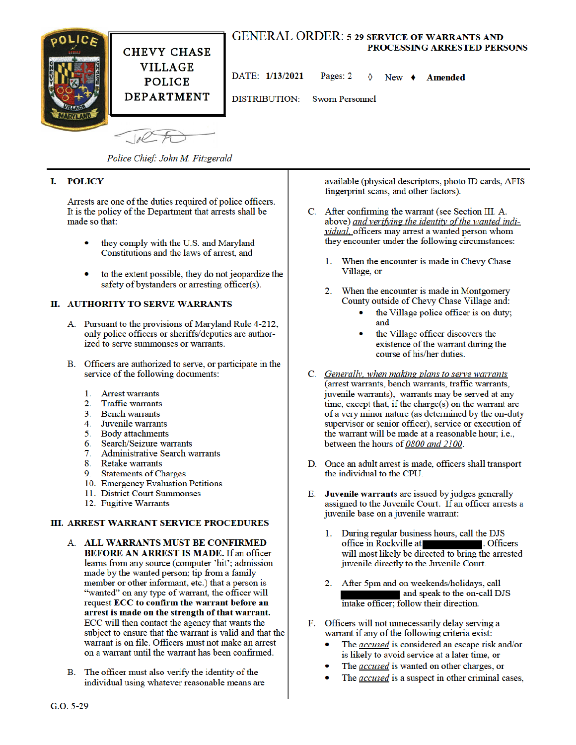# GENERAL ORDER: 5-29 SERVICE OF WARRANTS AND PROCESSING ARRESTED PERSONS

**CHEVY CHASE VILLAGE POLICE DEPARTMENT**

DATE: **1/13/2021** Pages: 2 ◊ New ♦ **Amended**

DISTRIBUTION: Sworn Personnel

*Police Chief: John M. Fitzgerald*

## I. POLICY

Arrests are one of the duties required of police officers. It is the policy of the Department that arrests shall be made so that:

- they comply with the U.S. and Maryland Constitutions and the laws of arrest, and
- to the extent possible, they do not jeopardize the safety of bystanders or arresting officer(s).

## II. AUTHORITY TO SERVE WARRANTS

A. Pursuant to the provisions of Maryland Rule 4-212, only police officers or sheriffs/deputies are authorized to serve summonses or warrants.

B. Officers are authorized to serve, or participate in the service of the following documents:

1. Arrest warrants
2. Traffic warrants
3. Bench warrants
4. Juvenile warrants
5. Body attachments
6. Search/Seizure warrants
7. Administrative Search warrants
8. Retake warrants
9. Statements of Charges
10. Emergency Evaluation Petitions
11. District Court Summonses
12. Fugitive Warrants

## III. ARREST WARRANT SERVICE PROCEDURES

A. **ALL WARRANTS MUST BE CONFIRMED BEFORE AN ARREST IS MADE.** If an officer learns from any source (computer 'hit'; admission made by the wanted person; tip from a family member or other informant, etc.) that a person is "wanted" on any type of warrant, the officer will request **ECC to confirm the warrant before an arrest is made on the strength of that warrant.** ECC will then contact the agency that wants the subject to ensure that the warrant is valid and that the warrant is on file. Officers must not make an arrest on a warrant until the warrant has been confirmed.

B. The officer must also verify the identity of the individual using whatever reasonable means are available (physical descriptors, photo ID cards, AFIS fingerprint scans, and other factors).

C. After confirming the warrant (see Section III. A. above) *and verifying the identity of the wanted individual,* officers may arrest a wanted person whom they encounter under the following circumstances:

1. When the encounter is made in Chevy Chase Village, or
2. When the encounter is made in Montgomery County outside of Chevy Chase Village and:
   - the Village police officer is on duty; and
   - the Village officer discovers the existence of the warrant during the course of his/her duties.

C. *Generally, when making plans to serve warrants* (arrest warrants, bench warrants, traffic warrants, juvenile warrants), warrants may be served at any time, except that, if the charge(s) on the warrant are of a very minor nature (as determined by the on-duty supervisor or senior officer), service or execution of the warrant will be made at a reasonable hour; i.e., between the hours of *0800 and 2100*.

D. Once an adult arrest is made, officers shall transport the individual to the CPU.

E. **Juvenile warrants** are issued by judges generally assigned to the Juvenile Court. If an officer arrests a juvenile base on a juvenile warrant:

1. During regular business hours, call the DJS office in Rockville at [REDACTED]. Officers will most likely be directed to bring the arrested juvenile directly to the Juvenile Court.
2. After 5pm and on weekends/holidays, call [REDACTED] and speak to the on-call DJS intake officer; follow their direction.

F. Officers will not unnecessarily delay serving a warrant if any of the following criteria exist:

- The *accused* is considered an escape risk and/or is likely to avoid service at a later time, or
- The *accused* is wanted on other charges, or
- The *accused* is a suspect in other criminal cases,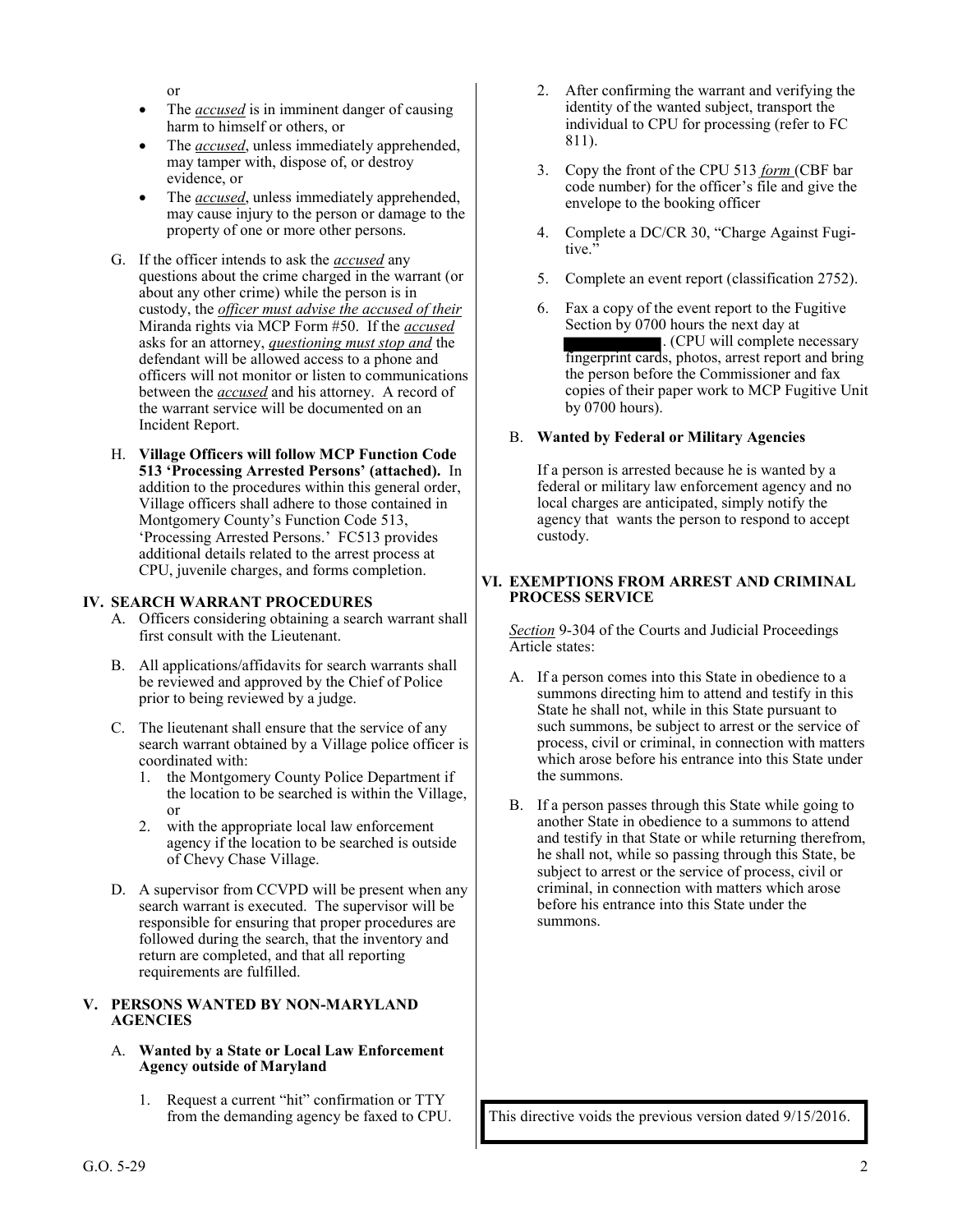or

- The *accused* is in imminent danger of causing harm to himself or others, or
- The *accused*, unless immediately apprehended, may tamper with, dispose of, or destroy evidence, or
- The *accused*, unless immediately apprehended, may cause injury to the person or damage to the property of one or more other persons.

G. If the officer intends to ask the *accused* any questions about the crime charged in the warrant (or about any other crime) while the person is in custody, the *officer must advise the accused of their* Miranda rights via MCP Form #50. If the *accused* asks for an attorney, *questioning must stop and* the defendant will be allowed access to a phone and officers will not monitor or listen to communications between the *accused* and his attorney. A record of the warrant service will be documented on an Incident Report.

H. **Village Officers will follow MCP Function Code 513 'Processing Arrested Persons' (attached).** In addition to the procedures within this general order, Village officers shall adhere to those contained in Montgomery County's Function Code 513, 'Processing Arrested Persons.' FC513 provides additional details related to the arrest process at CPU, juvenile charges, and forms completion.

## IV. SEARCH WARRANT PROCEDURES

A. Officers considering obtaining a search warrant shall first consult with the Lieutenant.

B. All applications/affidavits for search warrants shall be reviewed and approved by the Chief of Police prior to being reviewed by a judge.

C. The lieutenant shall ensure that the service of any search warrant obtained by a Village police officer is coordinated with:
1. the Montgomery County Police Department if the location to be searched is within the Village, or
2. with the appropriate local law enforcement agency if the location to be searched is outside of Chevy Chase Village.

D. A supervisor from CCVPD will be present when any search warrant is executed. The supervisor will be responsible for ensuring that proper procedures are followed during the search, that the inventory and return are completed, and that all reporting requirements are fulfilled.

## V. PERSONS WANTED BY NON-MARYLAND AGENCIES

### A. Wanted by a State or Local Law Enforcement Agency outside of Maryland

1. Request a current "hit" confirmation or TTY from the demanding agency be faxed to CPU.
2. After confirming the warrant and verifying the identity of the wanted subject, transport the individual to CPU for processing (refer to FC 811).
3. Copy the front of the CPU 513 *form* (CBF bar code number) for the officer's file and give the envelope to the booking officer
4. Complete a DC/CR 30, "Charge Against Fugitive."
5. Complete an event report (classification 2752).
6. Fax a copy of the event report to the Fugitive Section by 0700 hours the next day at [redacted]. (CPU will complete necessary fingerprint cards, photos, arrest report and bring the person before the Commissioner and fax copies of their paper work to MCP Fugitive Unit by 0700 hours).

### B. Wanted by Federal or Military Agencies

If a person is arrested because he is wanted by a federal or military law enforcement agency and no local charges are anticipated, simply notify the agency that wants the person to respond to accept custody.

## VI. EXEMPTIONS FROM ARREST AND CRIMINAL PROCESS SERVICE

*Section* 9-304 of the Courts and Judicial Proceedings Article states:

A. If a person comes into this State in obedience to a summons directing him to attend and testify in this State he shall not, while in this State pursuant to such summons, be subject to arrest or the service of process, civil or criminal, in connection with matters which arose before his entrance into this State under the summons.

B. If a person passes through this State while going to another State in obedience to a summons to attend and testify in that State or while returning therefrom, he shall not, while so passing through this State, be subject to arrest or the service of process, civil or criminal, in connection with matters which arose before his entrance into this State under the summons.

This directive voids the previous version dated 9/15/2016.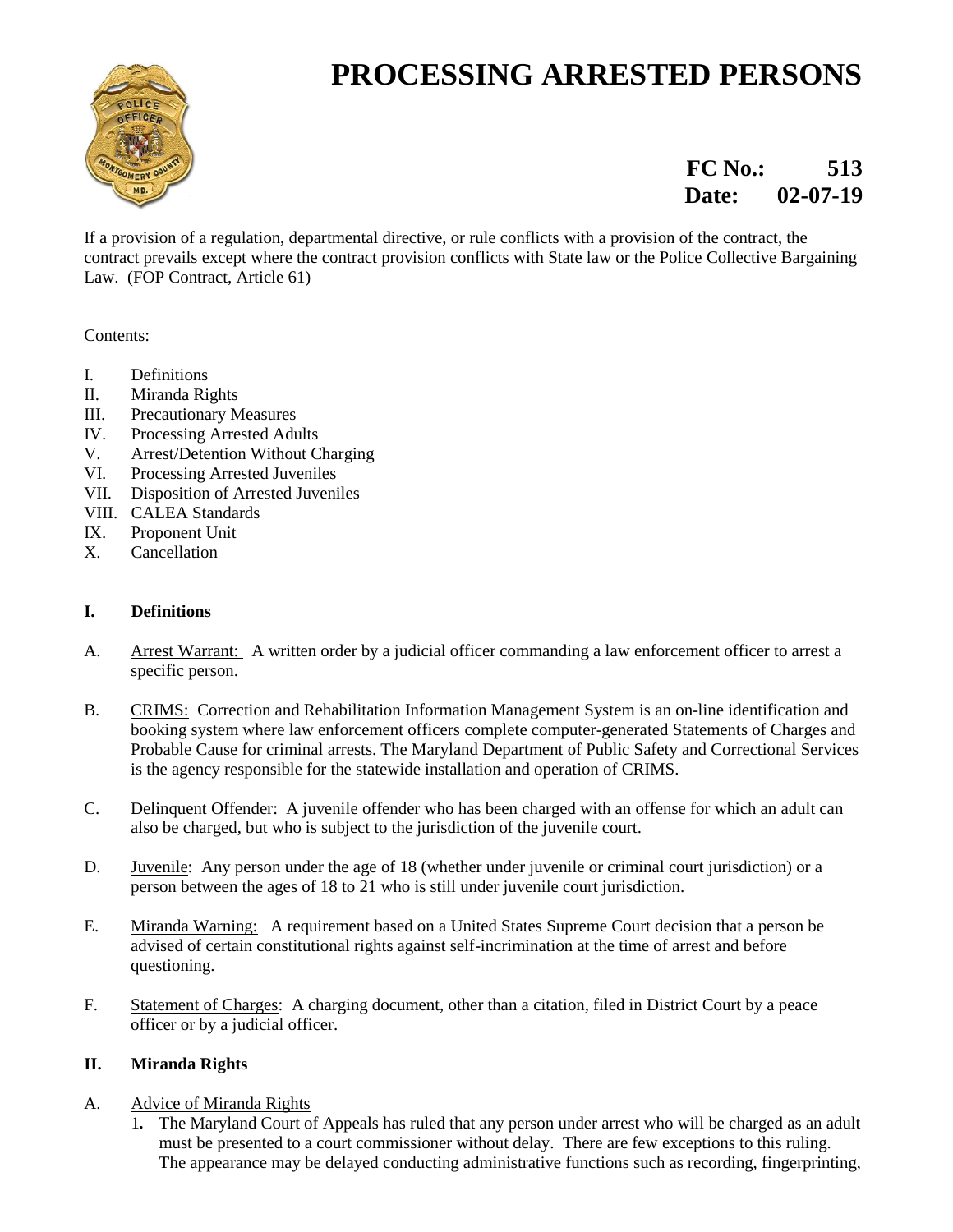# PROCESSING ARRESTED PERSONS

**FC No.: 513**
**Date: 02-07-19**

If a provision of a regulation, departmental directive, or rule conflicts with a provision of the contract, the contract prevails except where the contract provision conflicts with State law or the Police Collective Bargaining Law. (FOP Contract, Article 61)

Contents:

I. Definitions
II. Miranda Rights
III. Precautionary Measures
IV. Processing Arrested Adults
V. Arrest/Detention Without Charging
VI. Processing Arrested Juveniles
VII. Disposition of Arrested Juveniles
VIII. CALEA Standards
IX. Proponent Unit
X. Cancellation

## I. Definitions

A. Arrest Warrant: A written order by a judicial officer commanding a law enforcement officer to arrest a specific person.

B. CRIMS: Correction and Rehabilitation Information Management System is an on-line identification and booking system where law enforcement officers complete computer-generated Statements of Charges and Probable Cause for criminal arrests. The Maryland Department of Public Safety and Correctional Services is the agency responsible for the statewide installation and operation of CRIMS.

C. Delinquent Offender: A juvenile offender who has been charged with an offense for which an adult can also be charged, but who is subject to the jurisdiction of the juvenile court.

D. Juvenile: Any person under the age of 18 (whether under juvenile or criminal court jurisdiction) or a person between the ages of 18 to 21 who is still under juvenile court jurisdiction.

E. Miranda Warning: A requirement based on a United States Supreme Court decision that a person be advised of certain constitutional rights against self-incrimination at the time of arrest and before questioning.

F. Statement of Charges: A charging document, other than a citation, filed in District Court by a peace officer or by a judicial officer.

## II. Miranda Rights

A. Advice of Miranda Rights

1. The Maryland Court of Appeals has ruled that any person under arrest who will be charged as an adult must be presented to a court commissioner without delay. There are few exceptions to this ruling. The appearance may be delayed conducting administrative functions such as recording, fingerprinting,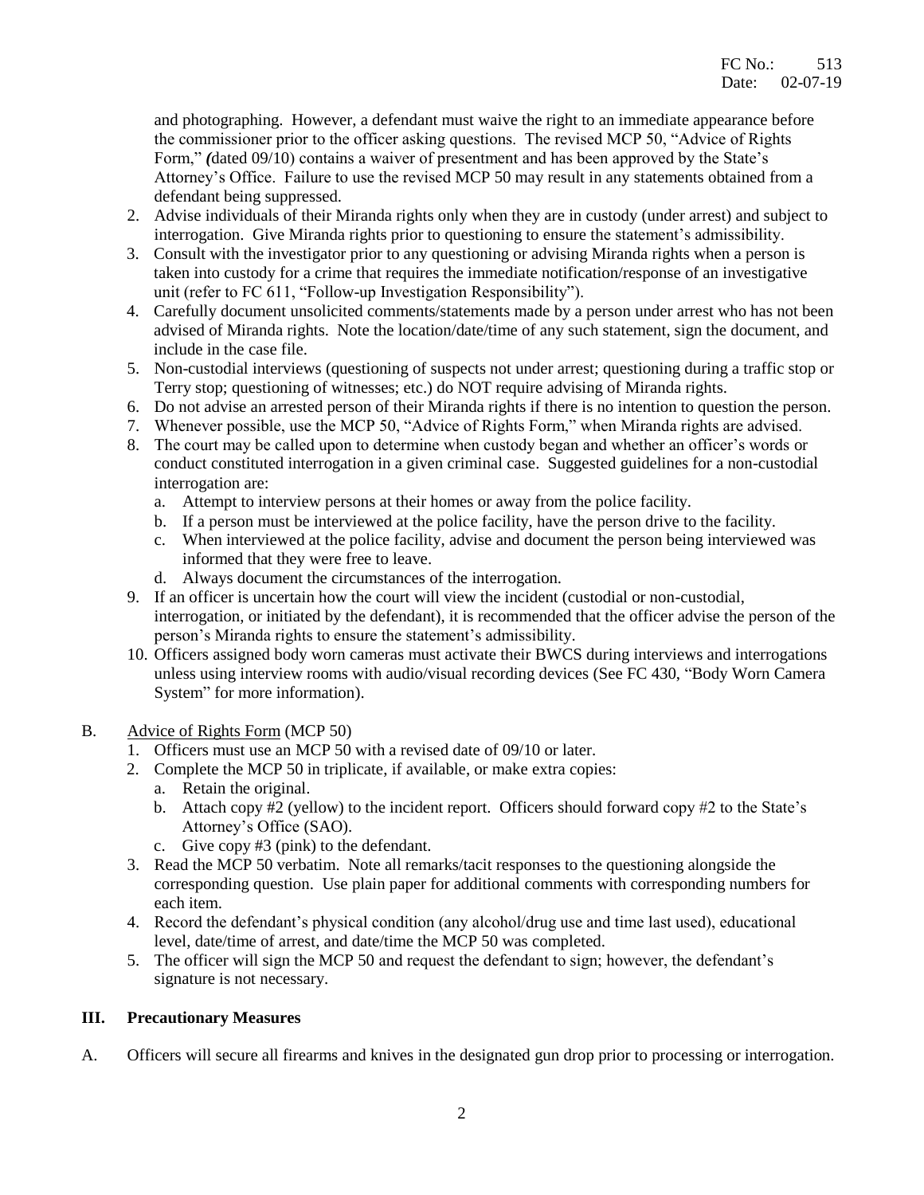and photographing. However, a defendant must waive the right to an immediate appearance before the commissioner prior to the officer asking questions. The revised MCP 50, "Advice of Rights Form," *(*dated 09/10) contains a waiver of presentment and has been approved by the State's Attorney's Office. Failure to use the revised MCP 50 may result in any statements obtained from a defendant being suppressed.

2. Advise individuals of their Miranda rights only when they are in custody (under arrest) and subject to interrogation. Give Miranda rights prior to questioning to ensure the statement's admissibility.
3. Consult with the investigator prior to any questioning or advising Miranda rights when a person is taken into custody for a crime that requires the immediate notification/response of an investigative unit (refer to FC 611, "Follow-up Investigation Responsibility").
4. Carefully document unsolicited comments/statements made by a person under arrest who has not been advised of Miranda rights. Note the location/date/time of any such statement, sign the document, and include in the case file.
5. Non-custodial interviews (questioning of suspects not under arrest; questioning during a traffic stop or Terry stop; questioning of witnesses; etc.) do NOT require advising of Miranda rights.
6. Do not advise an arrested person of their Miranda rights if there is no intention to question the person.
7. Whenever possible, use the MCP 50, "Advice of Rights Form," when Miranda rights are advised.
8. The court may be called upon to determine when custody began and whether an officer's words or conduct constituted interrogation in a given criminal case. Suggested guidelines for a non-custodial interrogation are:
   a. Attempt to interview persons at their homes or away from the police facility.
   b. If a person must be interviewed at the police facility, have the person drive to the facility.
   c. When interviewed at the police facility, advise and document the person being interviewed was informed that they were free to leave.
   d. Always document the circumstances of the interrogation.
9. If an officer is uncertain how the court will view the incident (custodial or non-custodial, interrogation, or initiated by the defendant), it is recommended that the officer advise the person of the person's Miranda rights to ensure the statement's admissibility.
10. Officers assigned body worn cameras must activate their BWCS during interviews and interrogations unless using interview rooms with audio/visual recording devices (See FC 430, "Body Worn Camera System" for more information).

B. Advice of Rights Form (MCP 50)

1. Officers must use an MCP 50 with a revised date of 09/10 or later.
2. Complete the MCP 50 in triplicate, if available, or make extra copies:
   a. Retain the original.
   b. Attach copy #2 (yellow) to the incident report. Officers should forward copy #2 to the State's Attorney's Office (SAO).
   c. Give copy #3 (pink) to the defendant.
3. Read the MCP 50 verbatim. Note all remarks/tacit responses to the questioning alongside the corresponding question. Use plain paper for additional comments with corresponding numbers for each item.
4. Record the defendant's physical condition (any alcohol/drug use and time last used), educational level, date/time of arrest, and date/time the MCP 50 was completed.
5. The officer will sign the MCP 50 and request the defendant to sign; however, the defendant's signature is not necessary.

## III. Precautionary Measures

A. Officers will secure all firearms and knives in the designated gun drop prior to processing or interrogation.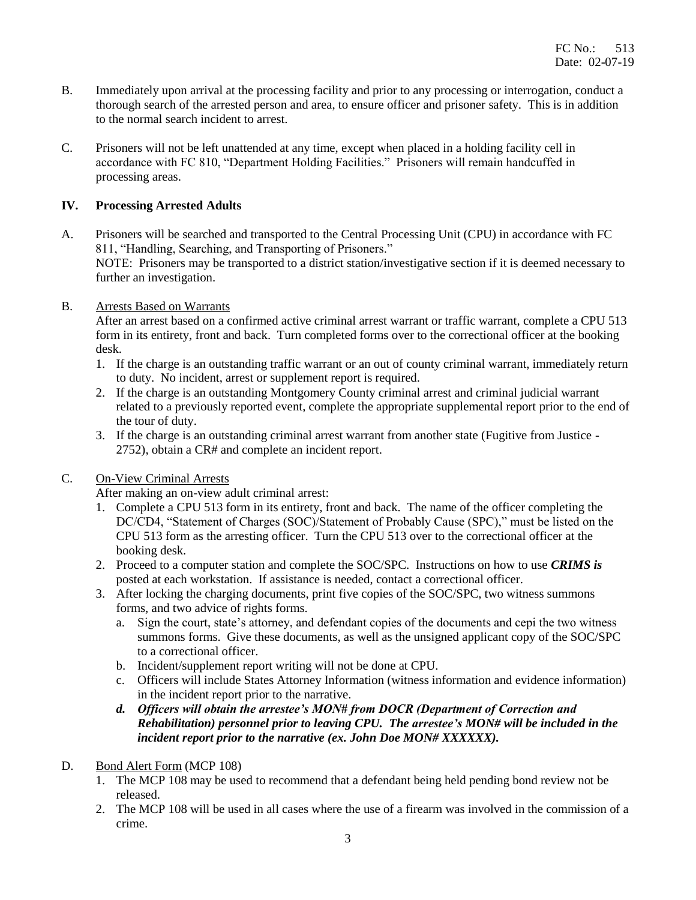B. Immediately upon arrival at the processing facility and prior to any processing or interrogation, conduct a thorough search of the arrested person and area, to ensure officer and prisoner safety. This is in addition to the normal search incident to arrest.

C. Prisoners will not be left unattended at any time, except when placed in a holding facility cell in accordance with FC 810, "Department Holding Facilities." Prisoners will remain handcuffed in processing areas.

## IV. Processing Arrested Adults

A. Prisoners will be searched and transported to the Central Processing Unit (CPU) in accordance with FC 811, "Handling, Searching, and Transporting of Prisoners."
NOTE: Prisoners may be transported to a district station/investigative section if it is deemed necessary to further an investigation.

B. Arrests Based on Warrants
After an arrest based on a confirmed active criminal arrest warrant or traffic warrant, complete a CPU 513 form in its entirety, front and back. Turn completed forms over to the correctional officer at the booking desk.
1. If the charge is an outstanding traffic warrant or an out of county criminal warrant, immediately return to duty. No incident, arrest or supplement report is required.
2. If the charge is an outstanding Montgomery County criminal arrest and criminal judicial warrant related to a previously reported event, complete the appropriate supplemental report prior to the end of the tour of duty.
3. If the charge is an outstanding criminal arrest warrant from another state (Fugitive from Justice - 2752), obtain a CR# and complete an incident report.

C. On-View Criminal Arrests
After making an on-view adult criminal arrest:
1. Complete a CPU 513 form in its entirety, front and back. The name of the officer completing the DC/CD4, "Statement of Charges (SOC)/Statement of Probably Cause (SPC)," must be listed on the CPU 513 form as the arresting officer. Turn the CPU 513 over to the correctional officer at the booking desk.
2. Proceed to a computer station and complete the SOC/SPC. Instructions on how to use ***CRIMS is*** posted at each workstation. If assistance is needed, contact a correctional officer.
3. After locking the charging documents, print five copies of the SOC/SPC, two witness summons forms, and two advice of rights forms.
   a. Sign the court, state's attorney, and defendant copies of the documents and cepi the two witness summons forms. Give these documents, as well as the unsigned applicant copy of the SOC/SPC to a correctional officer.
   b. Incident/supplement report writing will not be done at CPU.
   c. Officers will include States Attorney Information (witness information and evidence information) in the incident report prior to the narrative.
   ***d. Officers will obtain the arrestee's MON# from DOCR (Department of Correction and Rehabilitation) personnel prior to leaving CPU. The arrestee's MON# will be included in the incident report prior to the narrative (ex. John Doe MON# XXXXXX).***

D. Bond Alert Form (MCP 108)
1. The MCP 108 may be used to recommend that a defendant being held pending bond review not be released.
2. The MCP 108 will be used in all cases where the use of a firearm was involved in the commission of a crime.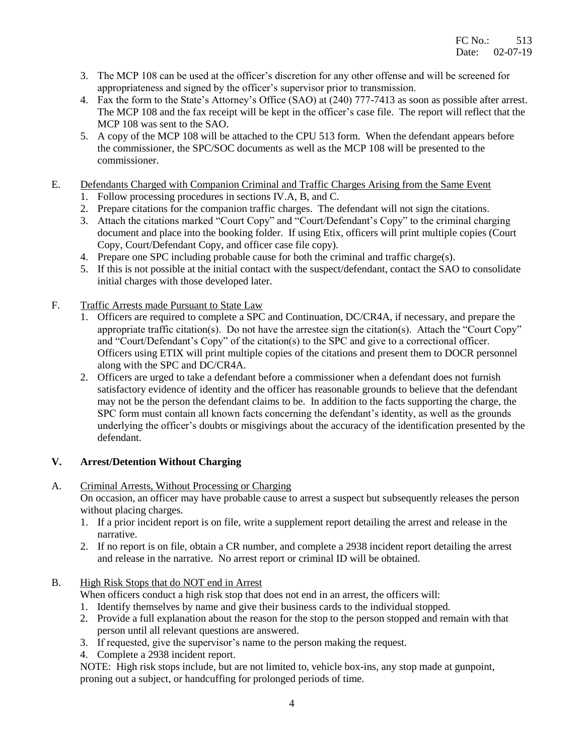3. The MCP 108 can be used at the officer's discretion for any other offense and will be screened for appropriateness and signed by the officer's supervisor prior to transmission.
4. Fax the form to the State's Attorney's Office (SAO) at (240) 777-7413 as soon as possible after arrest. The MCP 108 and the fax receipt will be kept in the officer's case file. The report will reflect that the MCP 108 was sent to the SAO.
5. A copy of the MCP 108 will be attached to the CPU 513 form. When the defendant appears before the commissioner, the SPC/SOC documents as well as the MCP 108 will be presented to the commissioner.

E. Defendants Charged with Companion Criminal and Traffic Charges Arising from the Same Event

1. Follow processing procedures in sections IV.A, B, and C.
2. Prepare citations for the companion traffic charges. The defendant will not sign the citations.
3. Attach the citations marked "Court Copy" and "Court/Defendant's Copy" to the criminal charging document and place into the booking folder. If using Etix, officers will print multiple copies (Court Copy, Court/Defendant Copy, and officer case file copy).
4. Prepare one SPC including probable cause for both the criminal and traffic charge(s).
5. If this is not possible at the initial contact with the suspect/defendant, contact the SAO to consolidate initial charges with those developed later.

F. Traffic Arrests made Pursuant to State Law

1. Officers are required to complete a SPC and Continuation, DC/CR4A, if necessary, and prepare the appropriate traffic citation(s). Do not have the arrestee sign the citation(s). Attach the "Court Copy" and "Court/Defendant's Copy" of the citation(s) to the SPC and give to a correctional officer. Officers using ETIX will print multiple copies of the citations and present them to DOCR personnel along with the SPC and DC/CR4A.
2. Officers are urged to take a defendant before a commissioner when a defendant does not furnish satisfactory evidence of identity and the officer has reasonable grounds to believe that the defendant may not be the person the defendant claims to be. In addition to the facts supporting the charge, the SPC form must contain all known facts concerning the defendant's identity, as well as the grounds underlying the officer's doubts or misgivings about the accuracy of the identification presented by the defendant.

## V. Arrest/Detention Without Charging

A. Criminal Arrests, Without Processing or Charging

On occasion, an officer may have probable cause to arrest a suspect but subsequently releases the person without placing charges.

1. If a prior incident report is on file, write a supplement report detailing the arrest and release in the narrative.
2. If no report is on file, obtain a CR number, and complete a 2938 incident report detailing the arrest and release in the narrative. No arrest report or criminal ID will be obtained.

B. High Risk Stops that do NOT end in Arrest

When officers conduct a high risk stop that does not end in an arrest, the officers will:

1. Identify themselves by name and give their business cards to the individual stopped.
2. Provide a full explanation about the reason for the stop to the person stopped and remain with that person until all relevant questions are answered.
3. If requested, give the supervisor's name to the person making the request.
4. Complete a 2938 incident report.

NOTE: High risk stops include, but are not limited to, vehicle box-ins, any stop made at gunpoint, proning out a subject, or handcuffing for prolonged periods of time.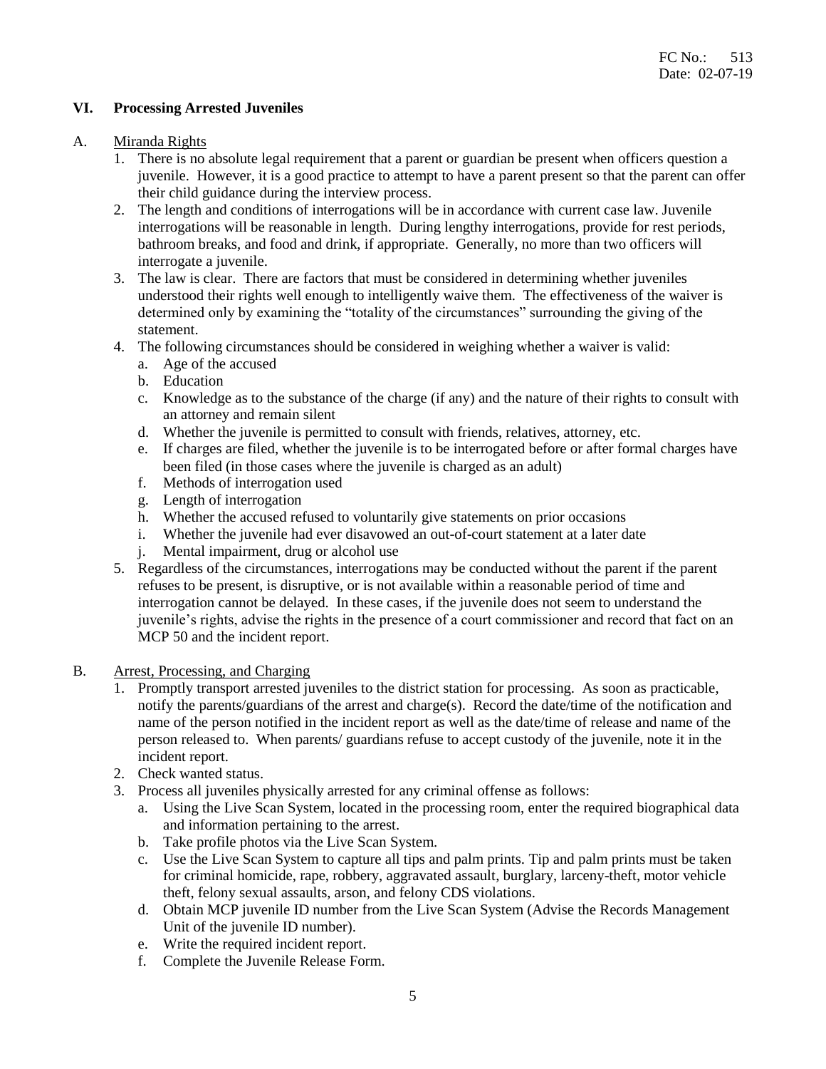## VI. Processing Arrested Juveniles

A. Miranda Rights

1. There is no absolute legal requirement that a parent or guardian be present when officers question a juvenile. However, it is a good practice to attempt to have a parent present so that the parent can offer their child guidance during the interview process.
2. The length and conditions of interrogations will be in accordance with current case law. Juvenile interrogations will be reasonable in length. During lengthy interrogations, provide for rest periods, bathroom breaks, and food and drink, if appropriate. Generally, no more than two officers will interrogate a juvenile.
3. The law is clear. There are factors that must be considered in determining whether juveniles understood their rights well enough to intelligently waive them. The effectiveness of the waiver is determined only by examining the "totality of the circumstances" surrounding the giving of the statement.
4. The following circumstances should be considered in weighing whether a waiver is valid:
   a. Age of the accused
   b. Education
   c. Knowledge as to the substance of the charge (if any) and the nature of their rights to consult with an attorney and remain silent
   d. Whether the juvenile is permitted to consult with friends, relatives, attorney, etc.
   e. If charges are filed, whether the juvenile is to be interrogated before or after formal charges have been filed (in those cases where the juvenile is charged as an adult)
   f. Methods of interrogation used
   g. Length of interrogation
   h. Whether the accused refused to voluntarily give statements on prior occasions
   i. Whether the juvenile had ever disavowed an out-of-court statement at a later date
   j. Mental impairment, drug or alcohol use
5. Regardless of the circumstances, interrogations may be conducted without the parent if the parent refuses to be present, is disruptive, or is not available within a reasonable period of time and interrogation cannot be delayed. In these cases, if the juvenile does not seem to understand the juvenile's rights, advise the rights in the presence of a court commissioner and record that fact on an MCP 50 and the incident report.

B. Arrest, Processing, and Charging

1. Promptly transport arrested juveniles to the district station for processing. As soon as practicable, notify the parents/guardians of the arrest and charge(s). Record the date/time of the notification and name of the person notified in the incident report as well as the date/time of release and name of the person released to. When parents/ guardians refuse to accept custody of the juvenile, note it in the incident report.
2. Check wanted status.
3. Process all juveniles physically arrested for any criminal offense as follows:
   a. Using the Live Scan System, located in the processing room, enter the required biographical data and information pertaining to the arrest.
   b. Take profile photos via the Live Scan System.
   c. Use the Live Scan System to capture all tips and palm prints. Tip and palm prints must be taken for criminal homicide, rape, robbery, aggravated assault, burglary, larceny-theft, motor vehicle theft, felony sexual assaults, arson, and felony CDS violations.
   d. Obtain MCP juvenile ID number from the Live Scan System (Advise the Records Management Unit of the juvenile ID number).
   e. Write the required incident report.
   f. Complete the Juvenile Release Form.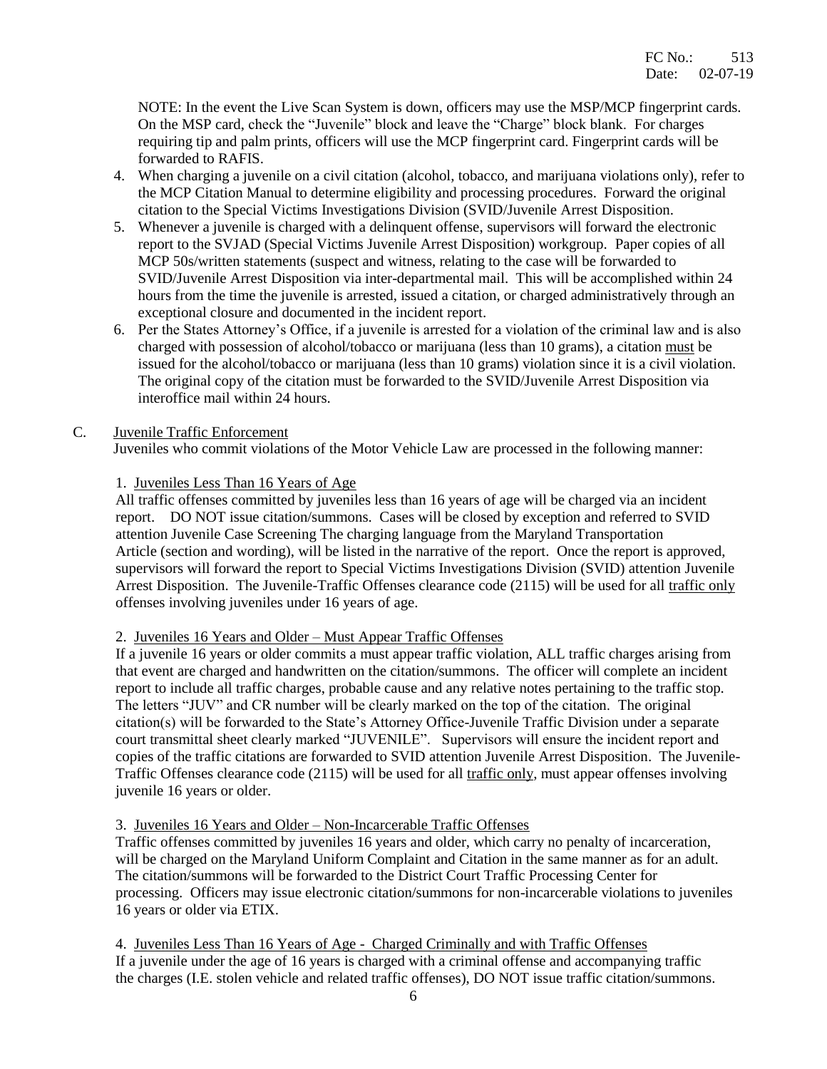NOTE: In the event the Live Scan System is down, officers may use the MSP/MCP fingerprint cards. On the MSP card, check the "Juvenile" block and leave the "Charge" block blank. For charges requiring tip and palm prints, officers will use the MCP fingerprint card. Fingerprint cards will be forwarded to RAFIS.

4. When charging a juvenile on a civil citation (alcohol, tobacco, and marijuana violations only), refer to the MCP Citation Manual to determine eligibility and processing procedures. Forward the original citation to the Special Victims Investigations Division (SVID/Juvenile Arrest Disposition.
5. Whenever a juvenile is charged with a delinquent offense, supervisors will forward the electronic report to the SVJAD (Special Victims Juvenile Arrest Disposition) workgroup. Paper copies of all MCP 50s/written statements (suspect and witness, relating to the case will be forwarded to SVID/Juvenile Arrest Disposition via inter-departmental mail. This will be accomplished within 24 hours from the time the juvenile is arrested, issued a citation, or charged administratively through an exceptional closure and documented in the incident report.
6. Per the States Attorney's Office, if a juvenile is arrested for a violation of the criminal law and is also charged with possession of alcohol/tobacco or marijuana (less than 10 grams), a citation <u>must</u> be issued for the alcohol/tobacco or marijuana (less than 10 grams) violation since it is a civil violation. The original copy of the citation must be forwarded to the SVID/Juvenile Arrest Disposition via interoffice mail within 24 hours.

C. <u>Juvenile Traffic Enforcement</u>

Juveniles who commit violations of the Motor Vehicle Law are processed in the following manner:

1. <u>Juveniles Less Than 16 Years of Age</u>

All traffic offenses committed by juveniles less than 16 years of age will be charged via an incident report. DO NOT issue citation/summons. Cases will be closed by exception and referred to SVID attention Juvenile Case Screening The charging language from the Maryland Transportation Article (section and wording), will be listed in the narrative of the report. Once the report is approved, supervisors will forward the report to Special Victims Investigations Division (SVID) attention Juvenile Arrest Disposition. The Juvenile-Traffic Offenses clearance code (2115) will be used for all <u>traffic only</u> offenses involving juveniles under 16 years of age.

2. <u>Juveniles 16 Years and Older – Must Appear Traffic Offenses</u>

If a juvenile 16 years or older commits a must appear traffic violation, ALL traffic charges arising from that event are charged and handwritten on the citation/summons. The officer will complete an incident report to include all traffic charges, probable cause and any relative notes pertaining to the traffic stop. The letters "JUV" and CR number will be clearly marked on the top of the citation. The original citation(s) will be forwarded to the State's Attorney Office-Juvenile Traffic Division under a separate court transmittal sheet clearly marked "JUVENILE". Supervisors will ensure the incident report and copies of the traffic citations are forwarded to SVID attention Juvenile Arrest Disposition. The Juvenile-Traffic Offenses clearance code (2115) will be used for all <u>traffic only</u>, must appear offenses involving juvenile 16 years or older.

3. <u>Juveniles 16 Years and Older – Non-Incarcerable Traffic Offenses</u>

Traffic offenses committed by juveniles 16 years and older, which carry no penalty of incarceration, will be charged on the Maryland Uniform Complaint and Citation in the same manner as for an adult. The citation/summons will be forwarded to the District Court Traffic Processing Center for processing. Officers may issue electronic citation/summons for non-incarcerable violations to juveniles 16 years or older via ETIX.

4. <u>Juveniles Less Than 16 Years of Age - Charged Criminally and with Traffic Offenses</u>

If a juvenile under the age of 16 years is charged with a criminal offense and accompanying traffic the charges (I.E. stolen vehicle and related traffic offenses), DO NOT issue traffic citation/summons.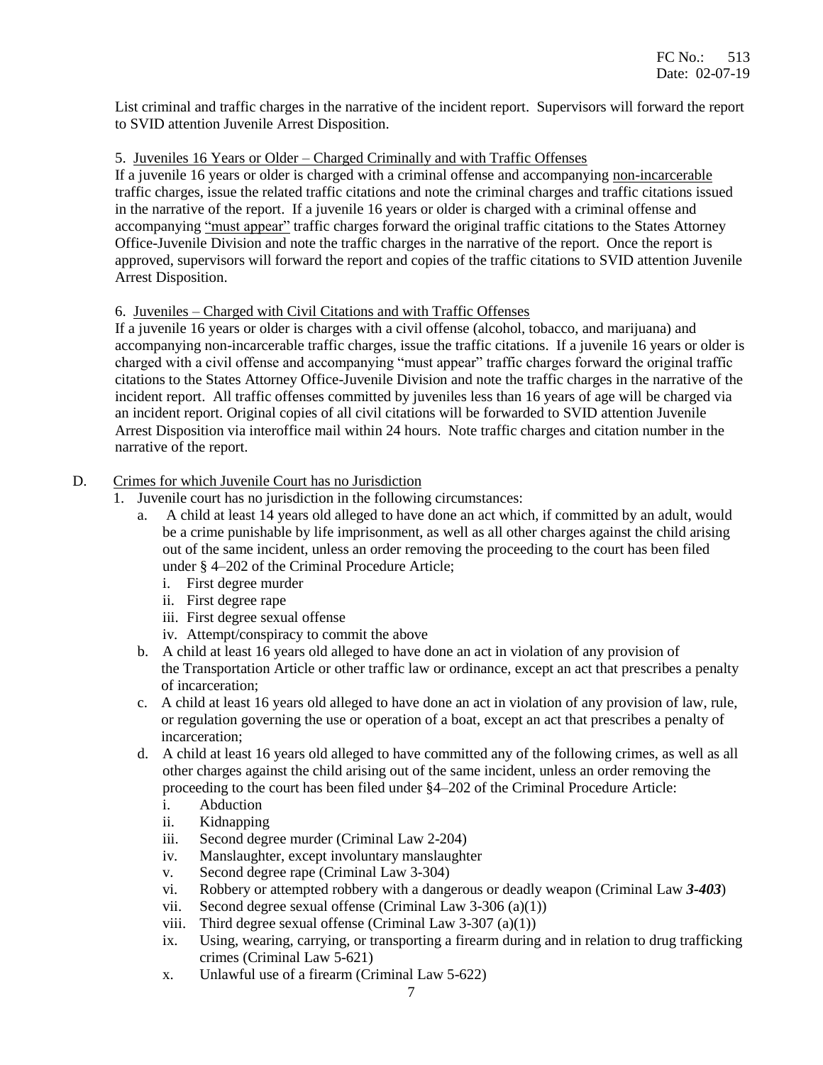List criminal and traffic charges in the narrative of the incident report. Supervisors will forward the report to SVID attention Juvenile Arrest Disposition.

5. Juveniles 16 Years or Older – Charged Criminally and with Traffic Offenses

If a juvenile 16 years or older is charged with a criminal offense and accompanying non-incarcerable traffic charges, issue the related traffic citations and note the criminal charges and traffic citations issued in the narrative of the report. If a juvenile 16 years or older is charged with a criminal offense and accompanying "must appear" traffic charges forward the original traffic citations to the States Attorney Office-Juvenile Division and note the traffic charges in the narrative of the report. Once the report is approved, supervisors will forward the report and copies of the traffic citations to SVID attention Juvenile Arrest Disposition.

6. Juveniles – Charged with Civil Citations and with Traffic Offenses

If a juvenile 16 years or older is charges with a civil offense (alcohol, tobacco, and marijuana) and accompanying non-incarcerable traffic charges, issue the traffic citations. If a juvenile 16 years or older is charged with a civil offense and accompanying "must appear" traffic charges forward the original traffic citations to the States Attorney Office-Juvenile Division and note the traffic charges in the narrative of the incident report. All traffic offenses committed by juveniles less than 16 years of age will be charged via an incident report. Original copies of all civil citations will be forwarded to SVID attention Juvenile Arrest Disposition via interoffice mail within 24 hours. Note traffic charges and citation number in the narrative of the report.

D. Crimes for which Juvenile Court has no Jurisdiction

1. Juvenile court has no jurisdiction in the following circumstances:
   a. A child at least 14 years old alleged to have done an act which, if committed by an adult, would be a crime punishable by life imprisonment, as well as all other charges against the child arising out of the same incident, unless an order removing the proceeding to the court has been filed under § 4–202 of the Criminal Procedure Article;
      i. First degree murder
      ii. First degree rape
      iii. First degree sexual offense
      iv. Attempt/conspiracy to commit the above
   b. A child at least 16 years old alleged to have done an act in violation of any provision of the Transportation Article or other traffic law or ordinance, except an act that prescribes a penalty of incarceration;
   c. A child at least 16 years old alleged to have done an act in violation of any provision of law, rule, or regulation governing the use or operation of a boat, except an act that prescribes a penalty of incarceration;
   d. A child at least 16 years old alleged to have committed any of the following crimes, as well as all other charges against the child arising out of the same incident, unless an order removing the proceeding to the court has been filed under §4–202 of the Criminal Procedure Article:
      i. Abduction
      ii. Kidnapping
      iii. Second degree murder (Criminal Law 2-204)
      iv. Manslaughter, except involuntary manslaughter
      v. Second degree rape (Criminal Law 3-304)
      vi. Robbery or attempted robbery with a dangerous or deadly weapon (Criminal Law ***3-403***)
      vii. Second degree sexual offense (Criminal Law 3-306 (a)(1))
      viii. Third degree sexual offense (Criminal Law 3-307 (a)(1))
      ix. Using, wearing, carrying, or transporting a firearm during and in relation to drug trafficking crimes (Criminal Law 5-621)
      x. Unlawful use of a firearm (Criminal Law 5-622)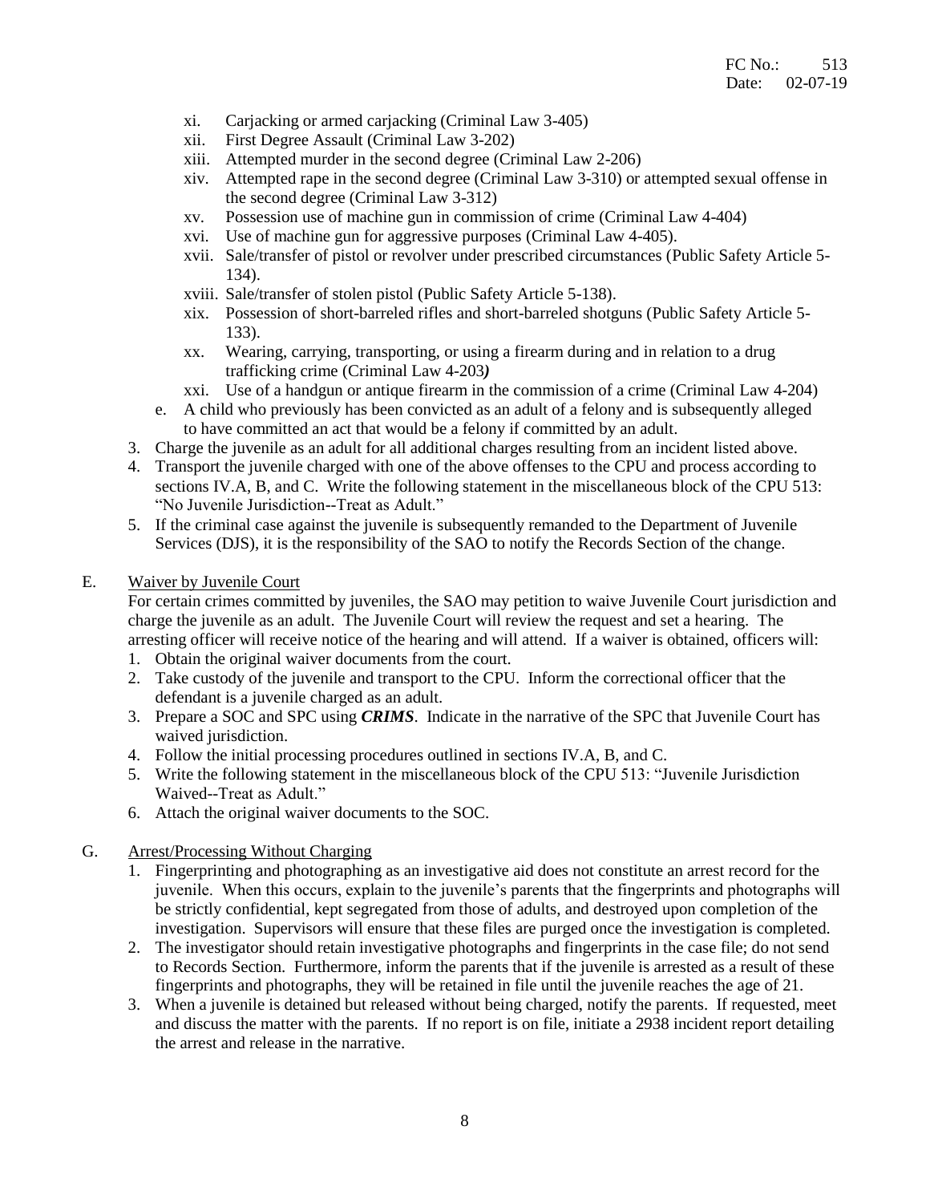xi. Carjacking or armed carjacking (Criminal Law 3-405)
xii. First Degree Assault (Criminal Law 3-202)
xiii. Attempted murder in the second degree (Criminal Law 2-206)
xiv. Attempted rape in the second degree (Criminal Law 3-310) or attempted sexual offense in the second degree (Criminal Law 3-312)
xv. Possession use of machine gun in commission of crime (Criminal Law 4-404)
xvi. Use of machine gun for aggressive purposes (Criminal Law 4-405).
xvii. Sale/transfer of pistol or revolver under prescribed circumstances (Public Safety Article 5-134).
xviii. Sale/transfer of stolen pistol (Public Safety Article 5-138).
xix. Possession of short-barreled rifles and short-barreled shotguns (Public Safety Article 5-133).
xx. Wearing, carrying, transporting, or using a firearm during and in relation to a drug trafficking crime (Criminal Law 4-203*)*
xxi. Use of a handgun or antique firearm in the commission of a crime (Criminal Law 4-204)

e. A child who previously has been convicted as an adult of a felony and is subsequently alleged to have committed an act that would be a felony if committed by an adult.

3. Charge the juvenile as an adult for all additional charges resulting from an incident listed above.
4. Transport the juvenile charged with one of the above offenses to the CPU and process according to sections IV.A, B, and C. Write the following statement in the miscellaneous block of the CPU 513: "No Juvenile Jurisdiction--Treat as Adult."
5. If the criminal case against the juvenile is subsequently remanded to the Department of Juvenile Services (DJS), it is the responsibility of the SAO to notify the Records Section of the change.

E. Waiver by Juvenile Court

For certain crimes committed by juveniles, the SAO may petition to waive Juvenile Court jurisdiction and charge the juvenile as an adult. The Juvenile Court will review the request and set a hearing. The arresting officer will receive notice of the hearing and will attend. If a waiver is obtained, officers will:

1. Obtain the original waiver documents from the court.
2. Take custody of the juvenile and transport to the CPU. Inform the correctional officer that the defendant is a juvenile charged as an adult.
3. Prepare a SOC and SPC using ***CRIMS***. Indicate in the narrative of the SPC that Juvenile Court has waived jurisdiction.
4. Follow the initial processing procedures outlined in sections IV.A, B, and C.
5. Write the following statement in the miscellaneous block of the CPU 513: "Juvenile Jurisdiction Waived--Treat as Adult."
6. Attach the original waiver documents to the SOC.

G. Arrest/Processing Without Charging

1. Fingerprinting and photographing as an investigative aid does not constitute an arrest record for the juvenile. When this occurs, explain to the juvenile's parents that the fingerprints and photographs will be strictly confidential, kept segregated from those of adults, and destroyed upon completion of the investigation. Supervisors will ensure that these files are purged once the investigation is completed.
2. The investigator should retain investigative photographs and fingerprints in the case file; do not send to Records Section. Furthermore, inform the parents that if the juvenile is arrested as a result of these fingerprints and photographs, they will be retained in file until the juvenile reaches the age of 21.
3. When a juvenile is detained but released without being charged, notify the parents. If requested, meet and discuss the matter with the parents. If no report is on file, initiate a 2938 incident report detailing the arrest and release in the narrative.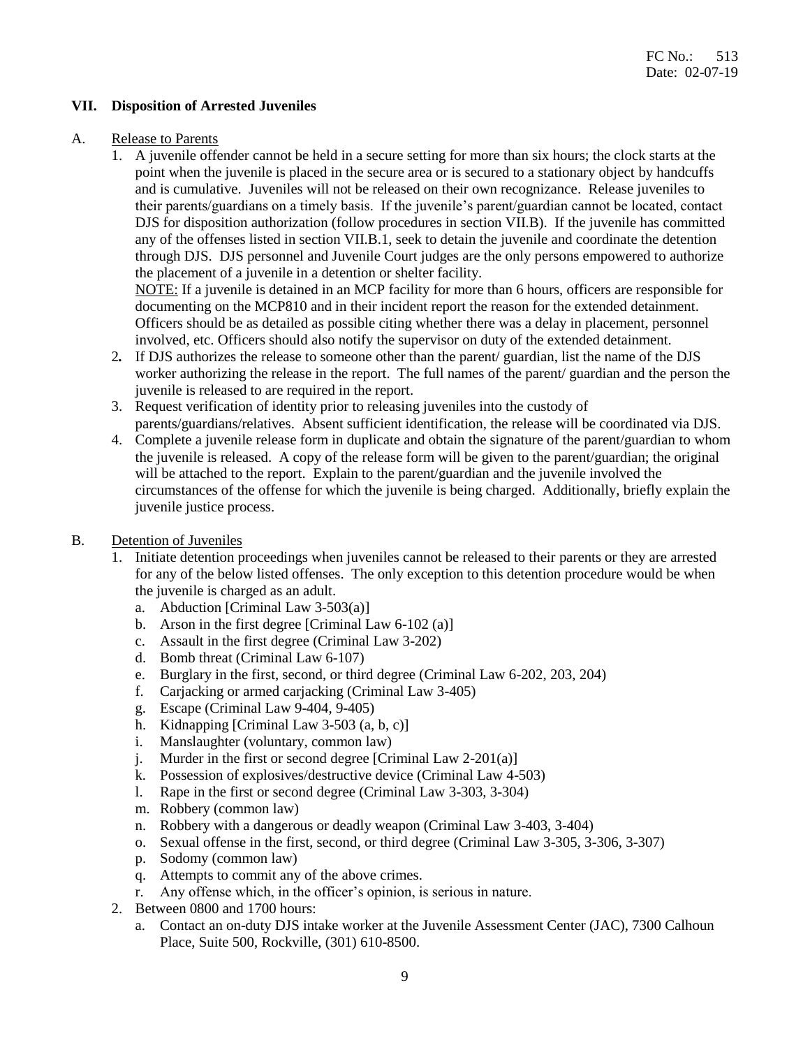## VII. Disposition of Arrested Juveniles

A. Release to Parents

1. A juvenile offender cannot be held in a secure setting for more than six hours; the clock starts at the point when the juvenile is placed in the secure area or is secured to a stationary object by handcuffs and is cumulative. Juveniles will not be released on their own recognizance. Release juveniles to their parents/guardians on a timely basis. If the juvenile's parent/guardian cannot be located, contact DJS for disposition authorization (follow procedures in section VII.B). If the juvenile has committed any of the offenses listed in section VII.B.1, seek to detain the juvenile and coordinate the detention through DJS. DJS personnel and Juvenile Court judges are the only persons empowered to authorize the placement of a juvenile in a detention or shelter facility.

   NOTE: If a juvenile is detained in an MCP facility for more than 6 hours, officers are responsible for documenting on the MCP810 and in their incident report the reason for the extended detainment. Officers should be as detailed as possible citing whether there was a delay in placement, personnel involved, etc. Officers should also notify the supervisor on duty of the extended detainment.
2. If DJS authorizes the release to someone other than the parent/ guardian, list the name of the DJS worker authorizing the release in the report. The full names of the parent/ guardian and the person the juvenile is released to are required in the report.
3. Request verification of identity prior to releasing juveniles into the custody of parents/guardians/relatives. Absent sufficient identification, the release will be coordinated via DJS.
4. Complete a juvenile release form in duplicate and obtain the signature of the parent/guardian to whom the juvenile is released. A copy of the release form will be given to the parent/guardian; the original will be attached to the report. Explain to the parent/guardian and the juvenile involved the circumstances of the offense for which the juvenile is being charged. Additionally, briefly explain the juvenile justice process.

B. Detention of Juveniles

1. Initiate detention proceedings when juveniles cannot be released to their parents or they are arrested for any of the below listed offenses. The only exception to this detention procedure would be when the juvenile is charged as an adult.
   a. Abduction [Criminal Law 3-503(a)]
   b. Arson in the first degree [Criminal Law 6-102 (a)]
   c. Assault in the first degree (Criminal Law 3-202)
   d. Bomb threat (Criminal Law 6-107)
   e. Burglary in the first, second, or third degree (Criminal Law 6-202, 203, 204)
   f. Carjacking or armed carjacking (Criminal Law 3-405)
   g. Escape (Criminal Law 9-404, 9-405)
   h. Kidnapping [Criminal Law 3-503 (a, b, c)]
   i. Manslaughter (voluntary, common law)
   j. Murder in the first or second degree [Criminal Law 2-201(a)]
   k. Possession of explosives/destructive device (Criminal Law 4-503)
   l. Rape in the first or second degree (Criminal Law 3-303, 3-304)
   m. Robbery (common law)
   n. Robbery with a dangerous or deadly weapon (Criminal Law 3-403, 3-404)
   o. Sexual offense in the first, second, or third degree (Criminal Law 3-305, 3-306, 3-307)
   p. Sodomy (common law)
   q. Attempts to commit any of the above crimes.
   r. Any offense which, in the officer's opinion, is serious in nature.
2. Between 0800 and 1700 hours:
   a. Contact an on-duty DJS intake worker at the Juvenile Assessment Center (JAC), 7300 Calhoun Place, Suite 500, Rockville, (301) 610-8500.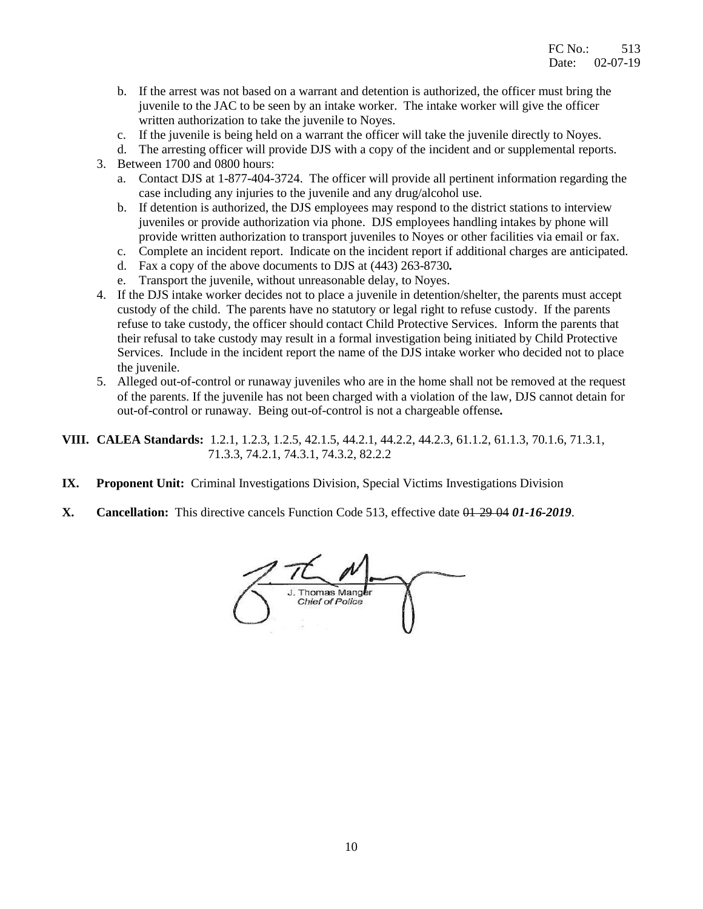b. If the arrest was not based on a warrant and detention is authorized, the officer must bring the juvenile to the JAC to be seen by an intake worker. The intake worker will give the officer written authorization to take the juvenile to Noyes.

c. If the juvenile is being held on a warrant the officer will take the juvenile directly to Noyes.

d. The arresting officer will provide DJS with a copy of the incident and or supplemental reports.

3. Between 1700 and 0800 hours:

   a. Contact DJS at 1-877-404-3724. The officer will provide all pertinent information regarding the case including any injuries to the juvenile and any drug/alcohol use.

   b. If detention is authorized, the DJS employees may respond to the district stations to interview juveniles or provide authorization via phone. DJS employees handling intakes by phone will provide written authorization to transport juveniles to Noyes or other facilities via email or fax.

   c. Complete an incident report. Indicate on the incident report if additional charges are anticipated.

   d. Fax a copy of the above documents to DJS at (443) 263-8730**.**

   e. Transport the juvenile, without unreasonable delay, to Noyes.

4. If the DJS intake worker decides not to place a juvenile in detention/shelter, the parents must accept custody of the child. The parents have no statutory or legal right to refuse custody. If the parents refuse to take custody, the officer should contact Child Protective Services. Inform the parents that their refusal to take custody may result in a formal investigation being initiated by Child Protective Services. Include in the incident report the name of the DJS intake worker who decided not to place the juvenile.

5. Alleged out-of-control or runaway juveniles who are in the home shall not be removed at the request of the parents. If the juvenile has not been charged with a violation of the law, DJS cannot detain for out-of-control or runaway. Being out-of-control is not a chargeable offense**.**

**VIII. CALEA Standards:** 1.2.1, 1.2.3, 1.2.5, 42.1.5, 44.2.1, 44.2.2, 44.2.3, 61.1.2, 61.1.3, 70.1.6, 71.3.1, 71.3.3, 74.2.1, 74.3.1, 74.3.2, 82.2.2

**IX. Proponent Unit:** Criminal Investigations Division, Special Victims Investigations Division

**X. Cancellation:** This directive cancels Function Code 513, effective date ~~01-29-04~~ ***01-16-2019***.

J. Thomas Manger
*Chief of Police*